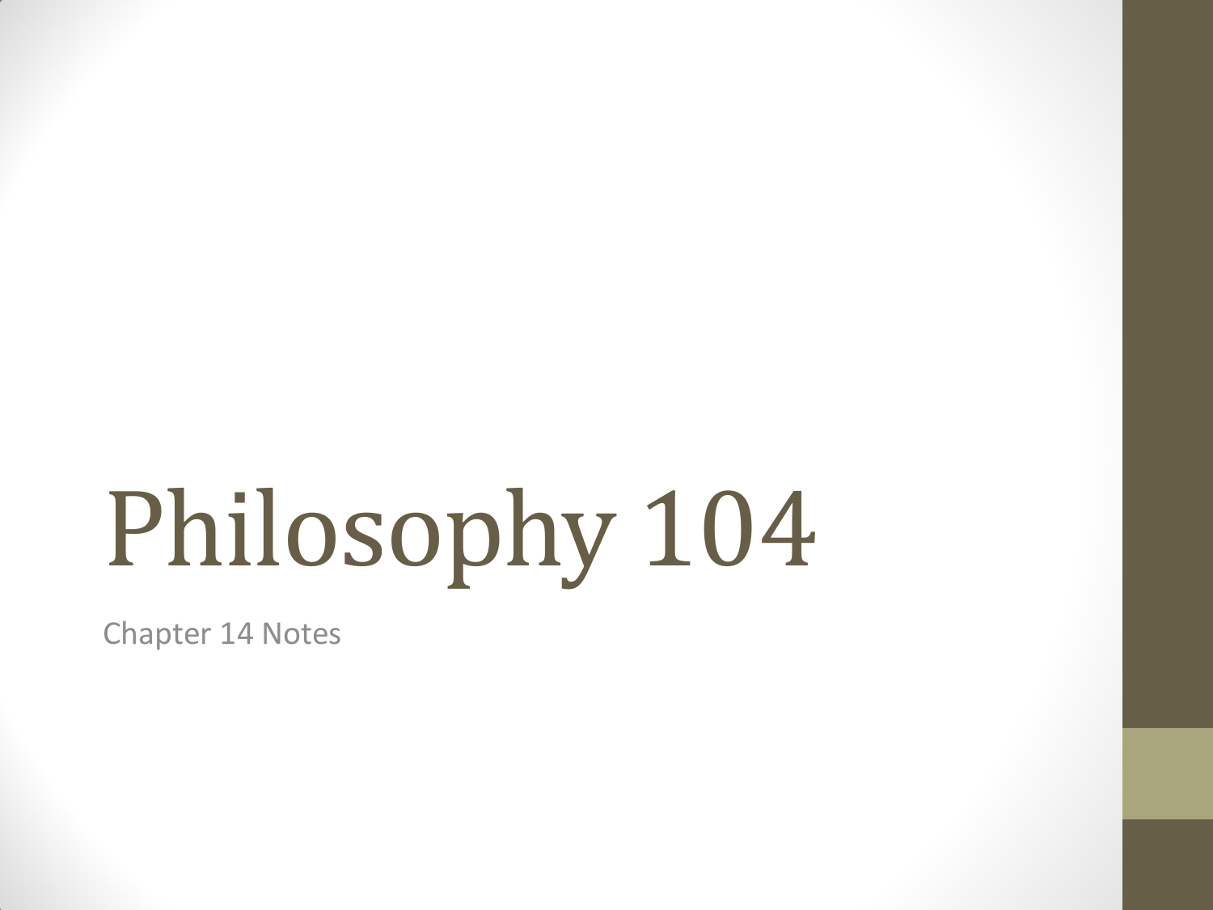# Philosophy 104

Chapter 14 Notes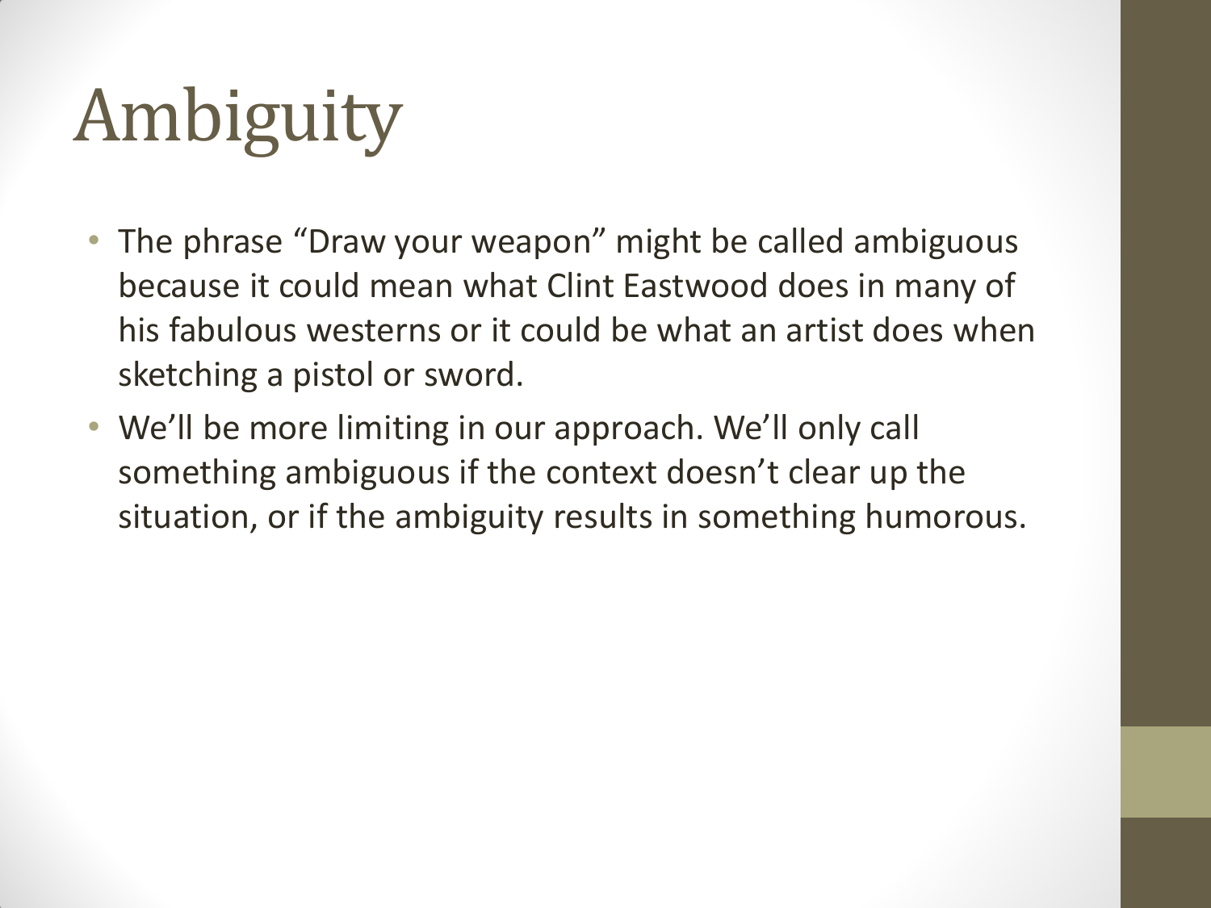# Ambiguity

- The phrase "Draw your weapon" might be called ambiguous because it could mean what Clint Eastwood does in many of his fabulous westerns or it could be what an artist does when sketching a pistol or sword.
- We'll be more limiting in our approach. We'll only call something ambiguous if the context doesn't clear up the situation, or if the ambiguity results in something humorous.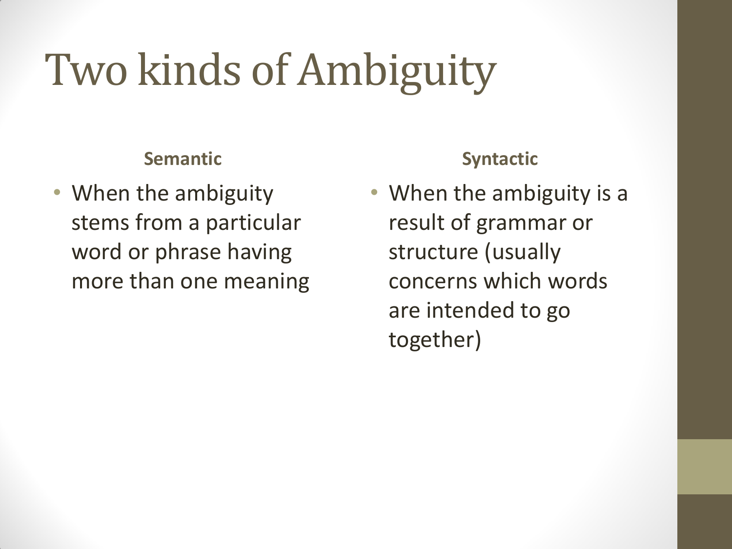# Two kinds of Ambiguity

**Semantic**

- When the ambiguity stems from a particular word or phrase having more than one meaning

**Syntactic**

- When the ambiguity is a result of grammar or structure (usually concerns which words are intended to go together)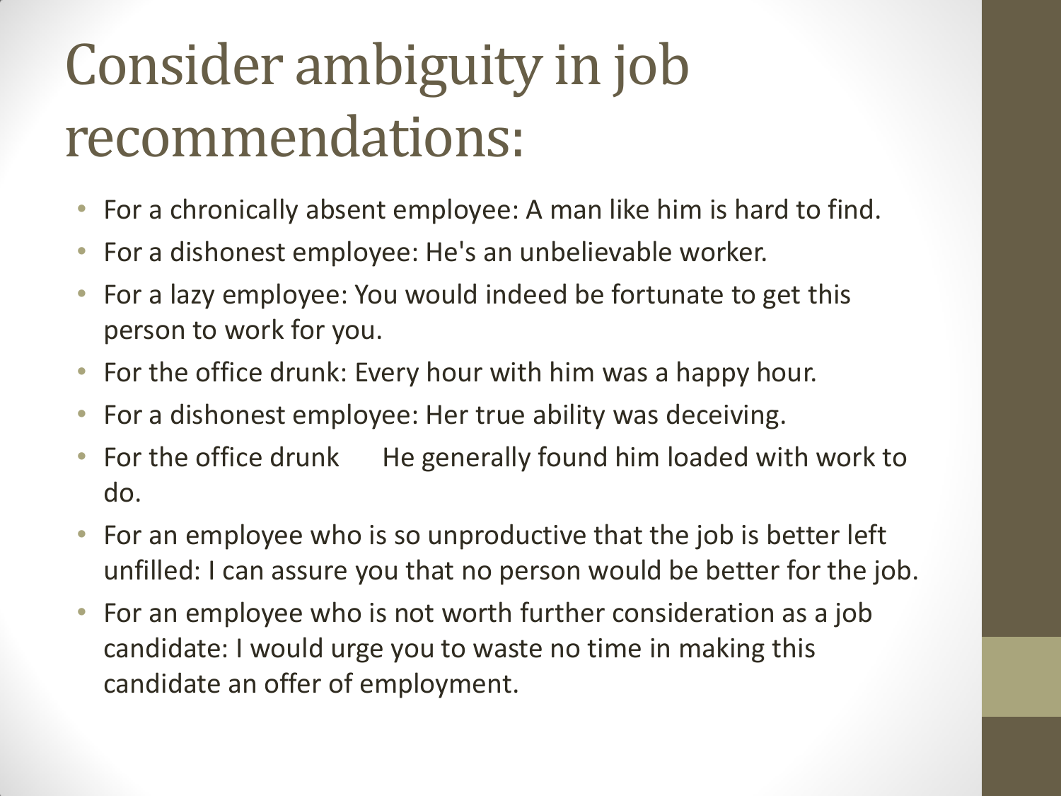# Consider ambiguity in job recommendations:

- For a chronically absent employee: A man like him is hard to find.
- For a dishonest employee: He's an unbelievable worker.
- For a lazy employee: You would indeed be fortunate to get this person to work for you.
- For the office drunk: Every hour with him was a happy hour.
- For a dishonest employee: Her true ability was deceiving.
- For the office drunk He generally found him loaded with work to do.
- For an employee who is so unproductive that the job is better left unfilled: I can assure you that no person would be better for the job.
- For an employee who is not worth further consideration as a job candidate: I would urge you to waste no time in making this candidate an offer of employment.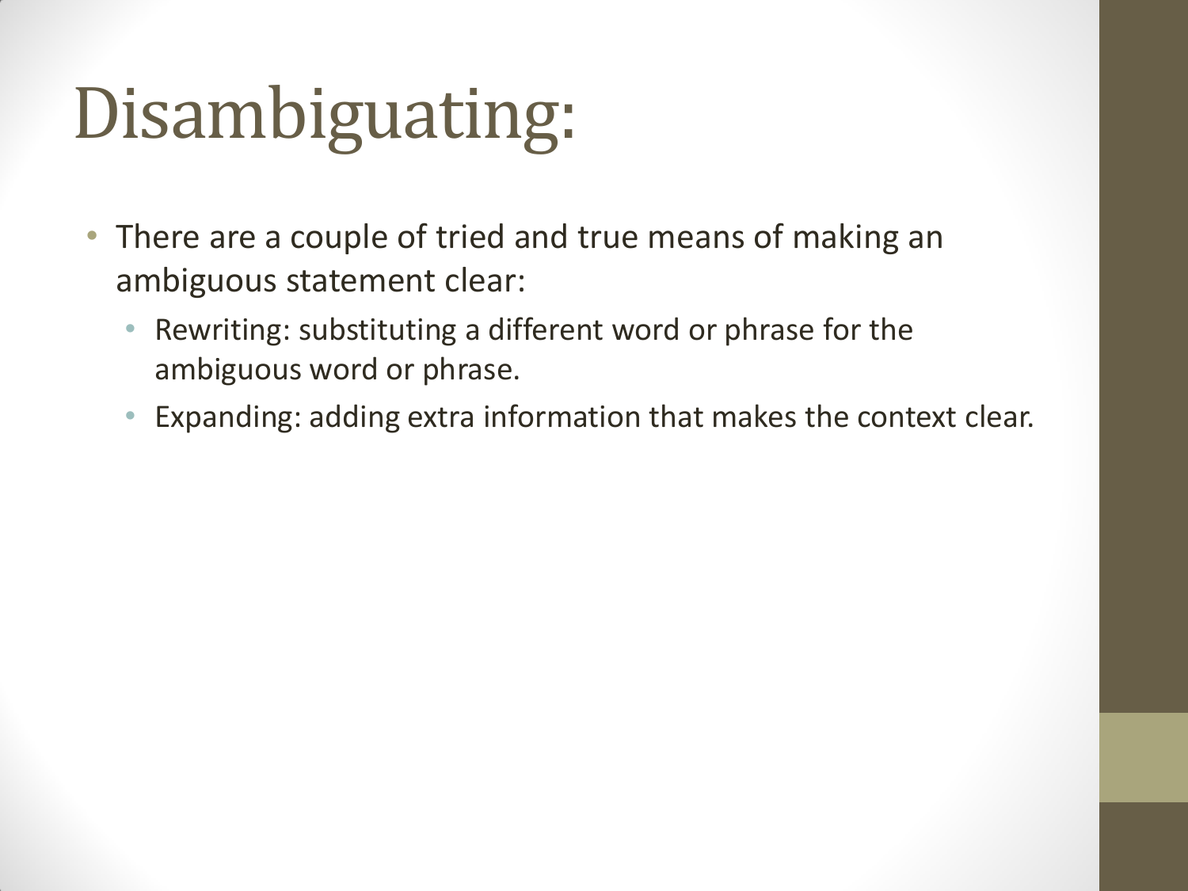# Disambiguating:

- There are a couple of tried and true means of making an ambiguous statement clear:
  - Rewriting: substituting a different word or phrase for the ambiguous word or phrase.
  - Expanding: adding extra information that makes the context clear.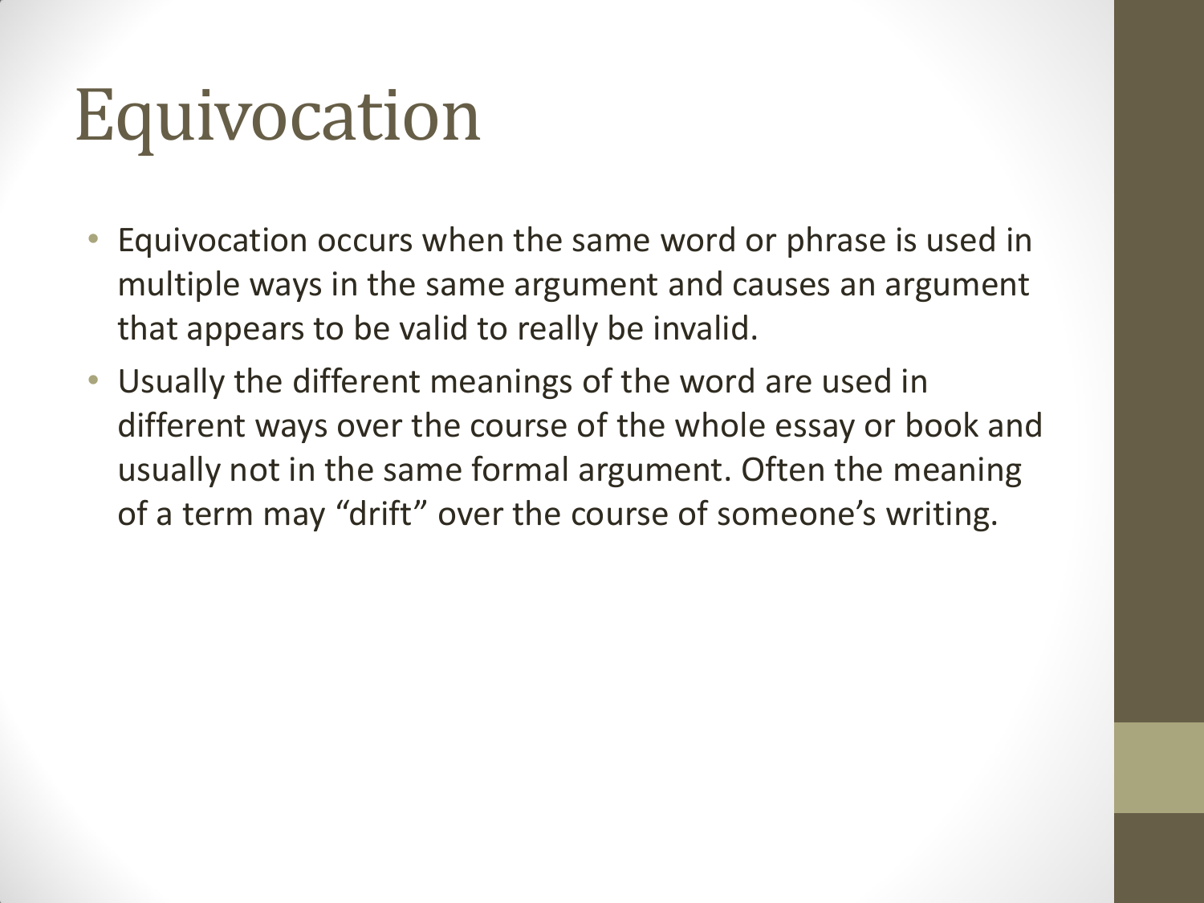# Equivocation

- Equivocation occurs when the same word or phrase is used in multiple ways in the same argument and causes an argument that appears to be valid to really be invalid.
- Usually the different meanings of the word are used in different ways over the course of the whole essay or book and usually not in the same formal argument. Often the meaning of a term may "drift" over the course of someone's writing.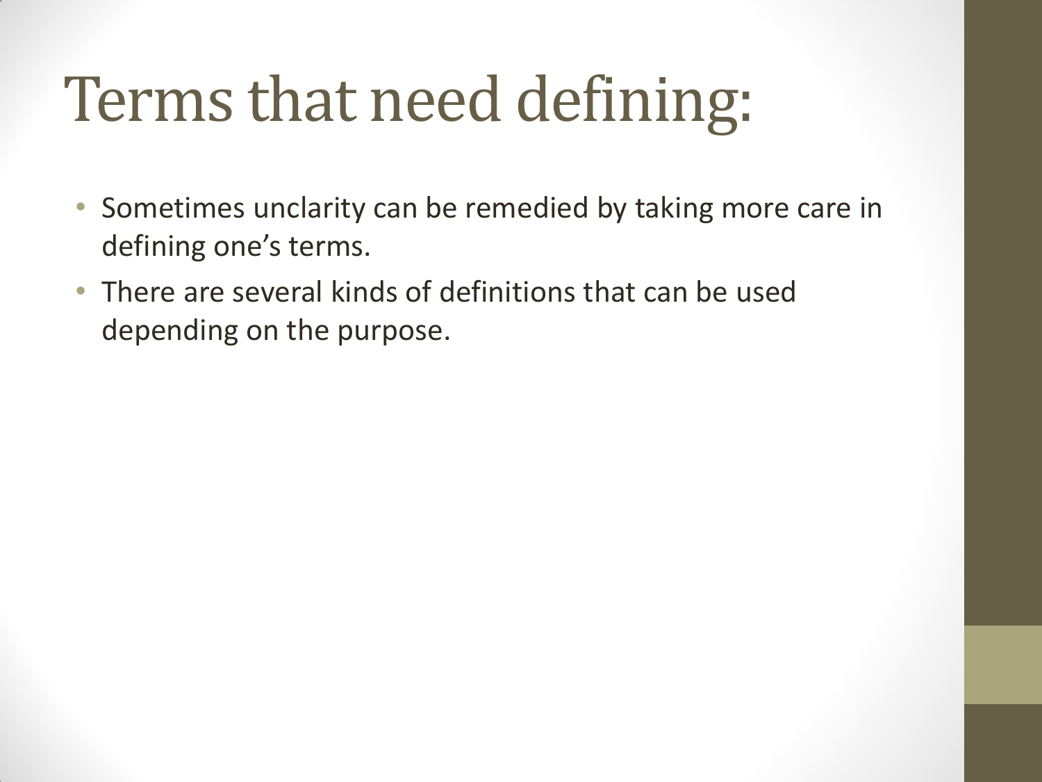# Terms that need defining:

- Sometimes unclarity can be remedied by taking more care in defining one's terms.
- There are several kinds of definitions that can be used depending on the purpose.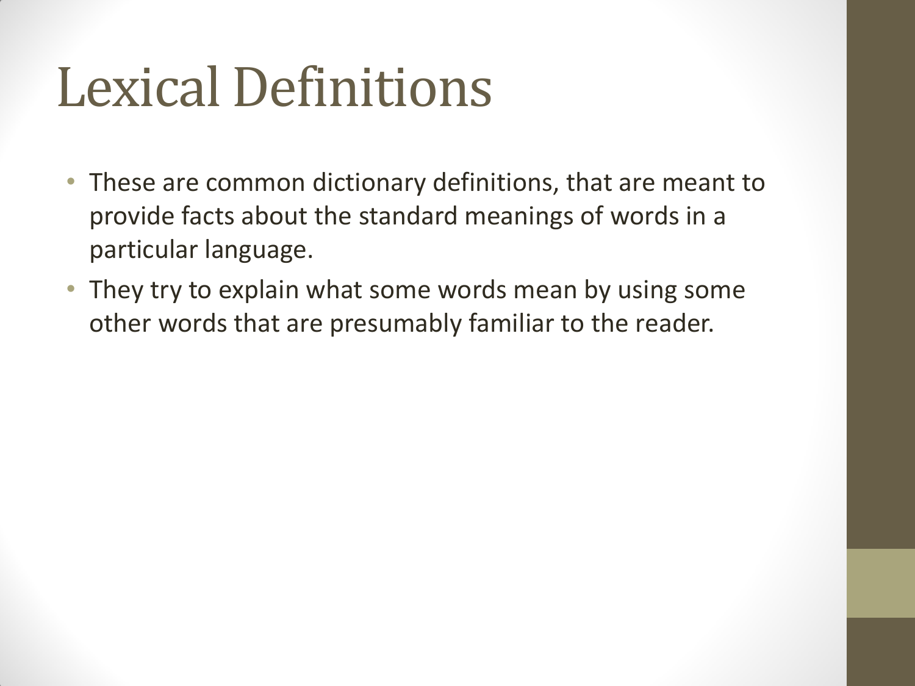# Lexical Definitions

- These are common dictionary definitions, that are meant to provide facts about the standard meanings of words in a particular language.
- They try to explain what some words mean by using some other words that are presumably familiar to the reader.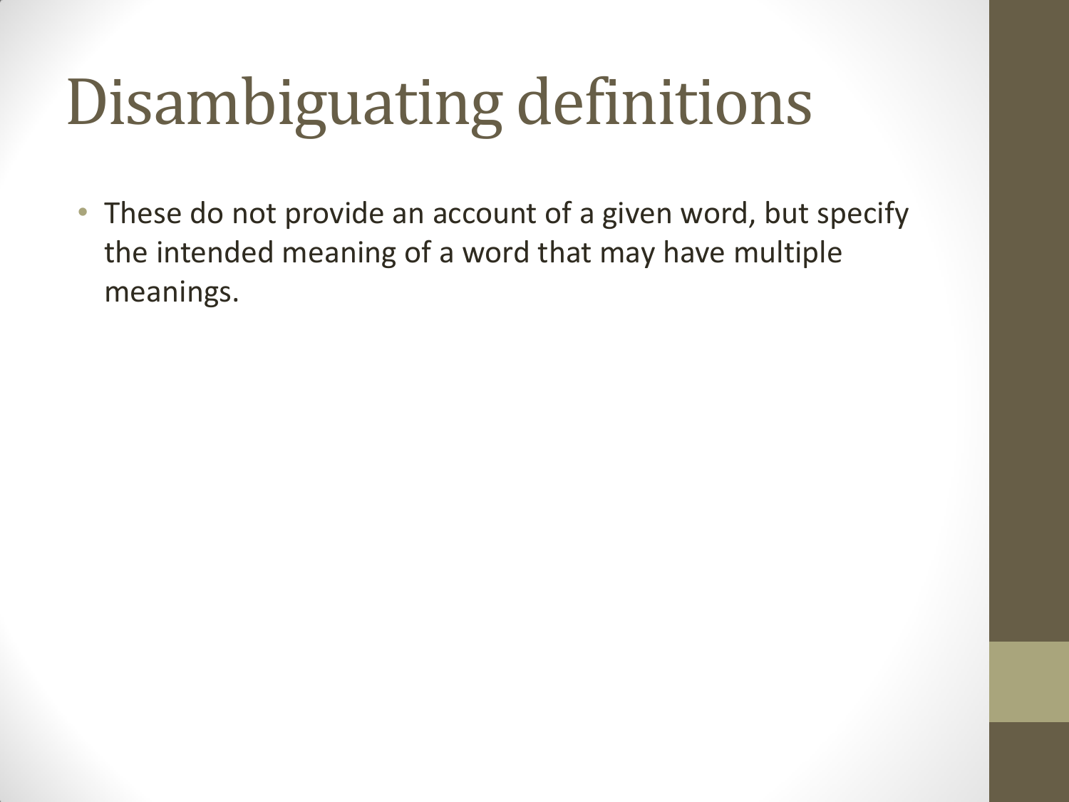# Disambiguating definitions

- These do not provide an account of a given word, but specify the intended meaning of a word that may have multiple meanings.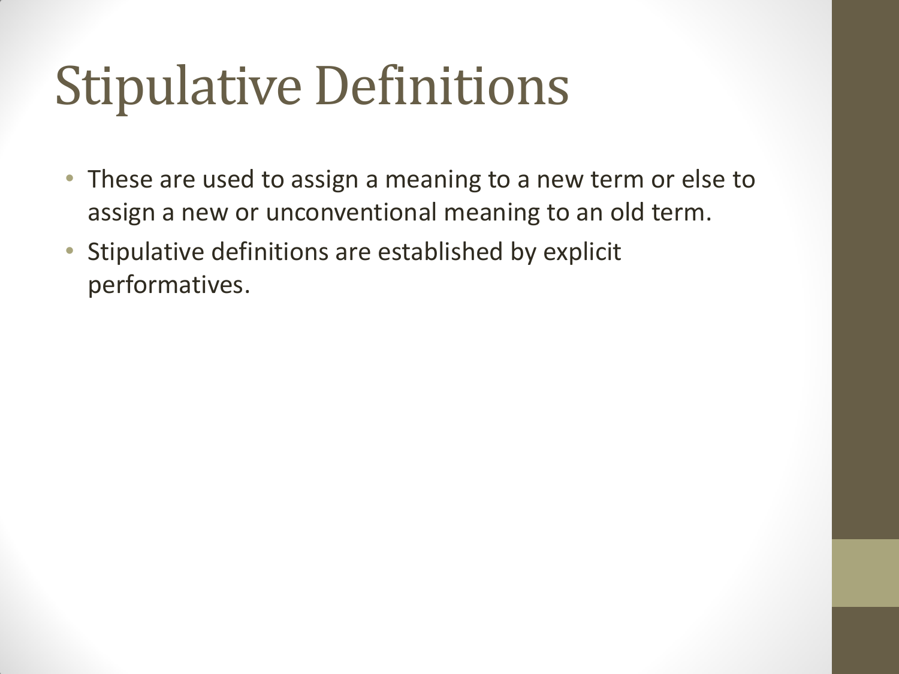# Stipulative Definitions

- These are used to assign a meaning to a new term or else to assign a new or unconventional meaning to an old term.
- Stipulative definitions are established by explicit performatives.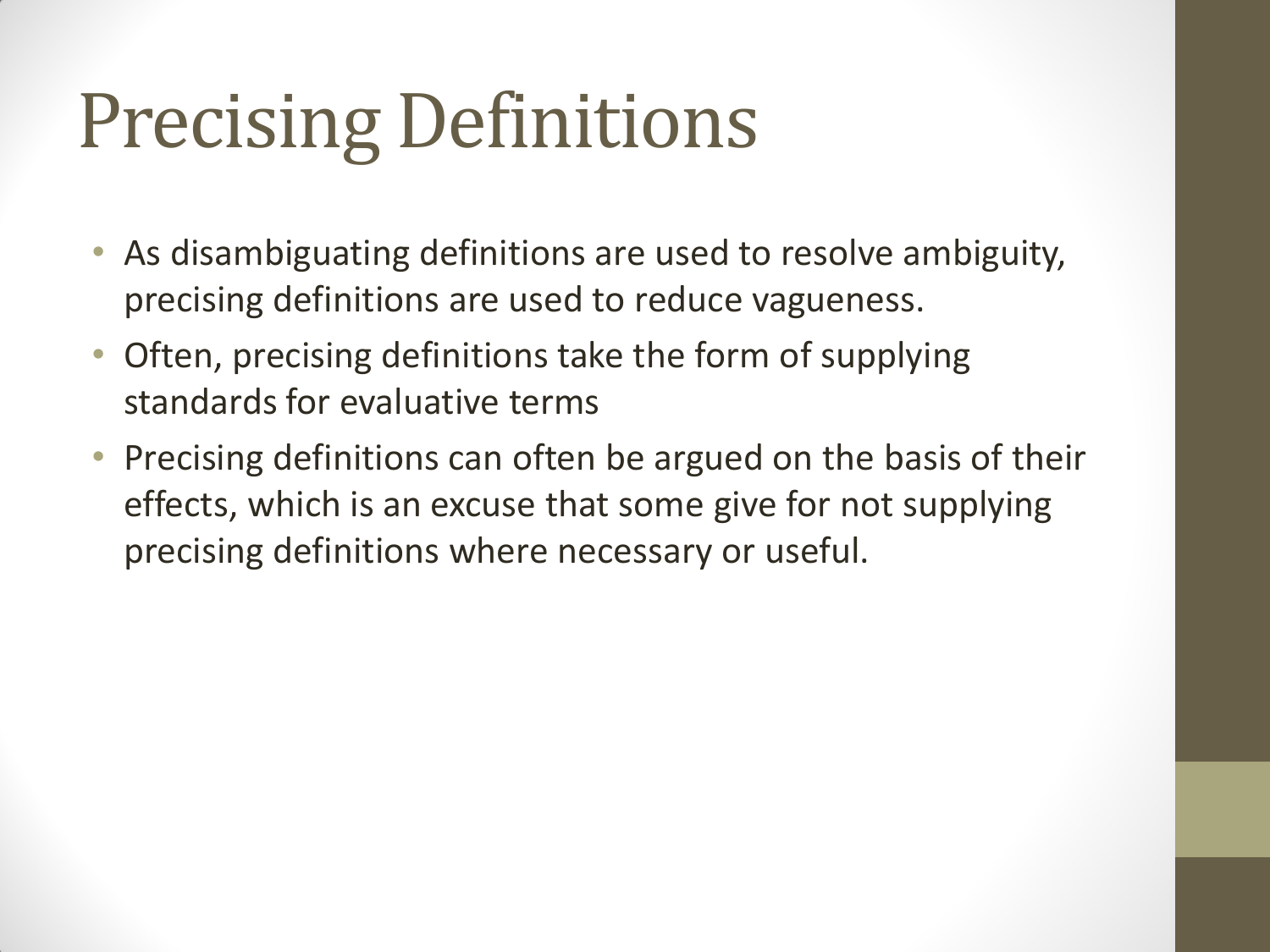# Precising Definitions

- As disambiguating definitions are used to resolve ambiguity, precising definitions are used to reduce vagueness.
- Often, precising definitions take the form of supplying standards for evaluative terms
- Precising definitions can often be argued on the basis of their effects, which is an excuse that some give for not supplying precising definitions where necessary or useful.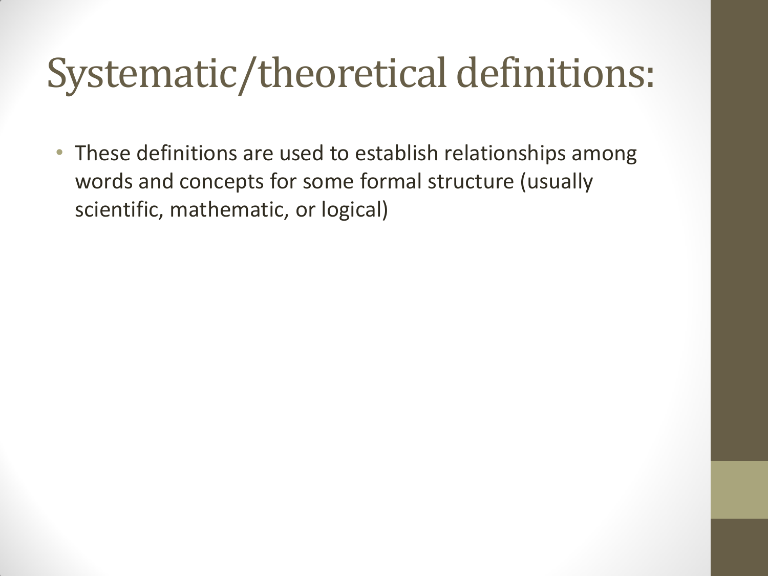# Systematic/theoretical definitions:

- These definitions are used to establish relationships among words and concepts for some formal structure (usually scientific, mathematic, or logical)